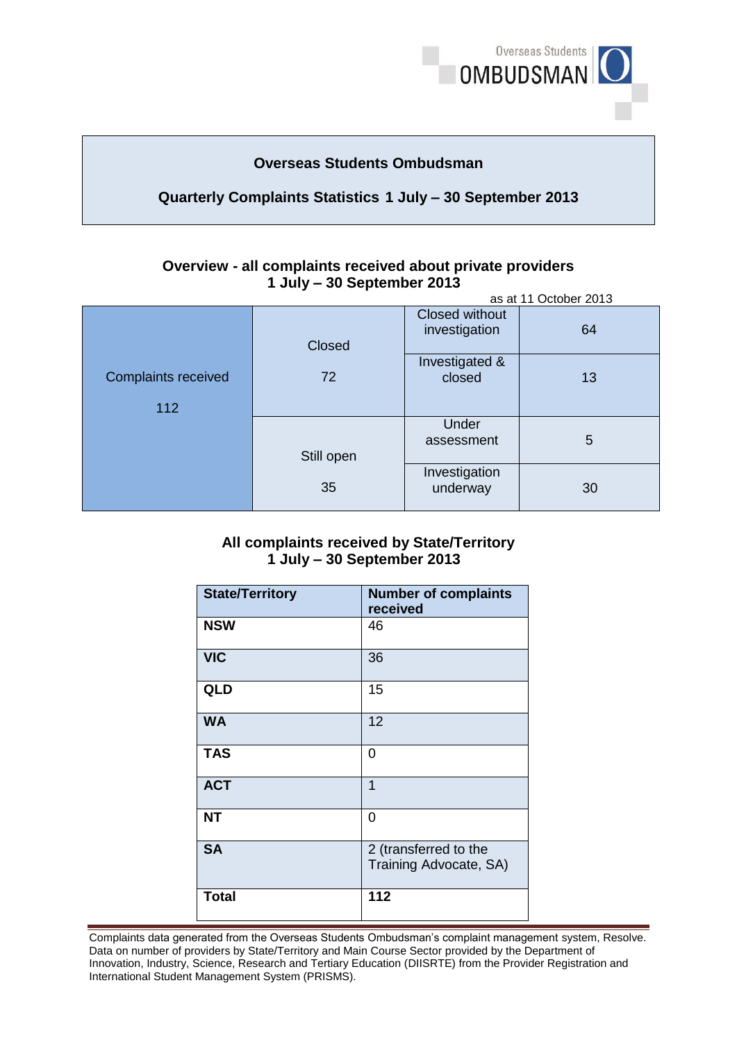# Overseas Students Ombudsman

## Quarterly Complaints Statistics 1 July – 30 September 2013

### Overview - all complaints received about private providers 1 July – 30 September 2013

as at 11 October 2013

| Complaints received | Status | Detail | Number |
|---|---|---|---|
| Complaints received 112 | Closed 72 | Closed without investigation | 64 |
| | | Investigated & closed | 13 |
| | Still open 35 | Under assessment | 5 |
| | | Investigation underway | 30 |

### All complaints received by State/Territory 1 July – 30 September 2013

| State/Territory | Number of complaints received |
|---|---|
| **NSW** | 46 |
| **VIC** | 36 |
| **QLD** | 15 |
| **WA** | 12 |
| **TAS** | 0 |
| **ACT** | 1 |
| **NT** | 0 |
| **SA** | 2 (transferred to the Training Advocate, SA) |
| **Total** | **112** |

Complaints data generated from the Overseas Students Ombudsman's complaint management system, Resolve. Data on number of providers by State/Territory and Main Course Sector provided by the Department of Innovation, Industry, Science, Research and Tertiary Education (DIISRTE) from the Provider Registration and International Student Management System (PRISMS).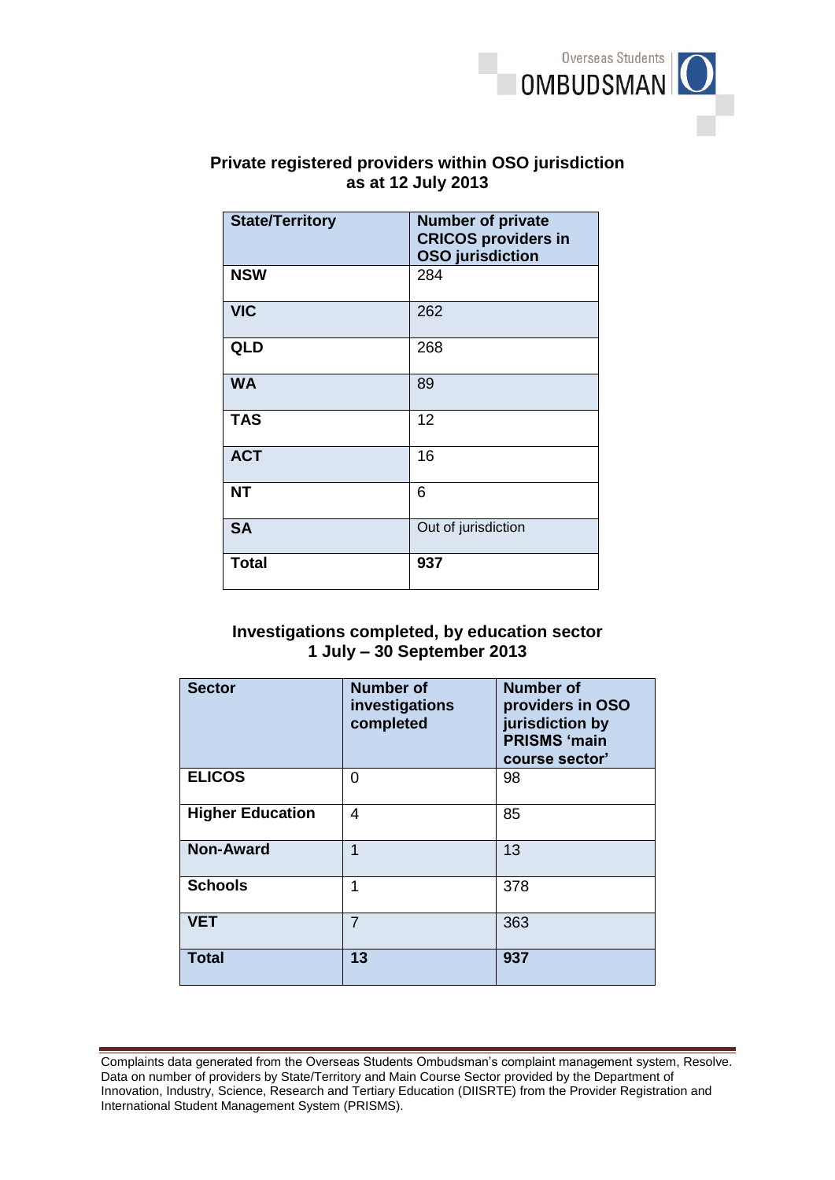## Private registered providers within OSO jurisdiction as at 12 July 2013

| State/Territory | Number of private CRICOS providers in OSO jurisdiction |
|---|---|
| **NSW** | 284 |
| **VIC** | 262 |
| **QLD** | 268 |
| **WA** | 89 |
| **TAS** | 12 |
| **ACT** | 16 |
| **NT** | 6 |
| **SA** | Out of jurisdiction |
| **Total** | **937** |

## Investigations completed, by education sector 1 July – 30 September 2013

| Sector | Number of investigations completed | Number of providers in OSO jurisdiction by PRISMS 'main course sector' |
|---|---|---|
| **ELICOS** | 0 | 98 |
| **Higher Education** | 4 | 85 |
| **Non-Award** | 1 | 13 |
| **Schools** | 1 | 378 |
| **VET** | 7 | 363 |
| **Total** | **13** | **937** |

Complaints data generated from the Overseas Students Ombudsman's complaint management system, Resolve. Data on number of providers by State/Territory and Main Course Sector provided by the Department of Innovation, Industry, Science, Research and Tertiary Education (DIISRTE) from the Provider Registration and International Student Management System (PRISMS).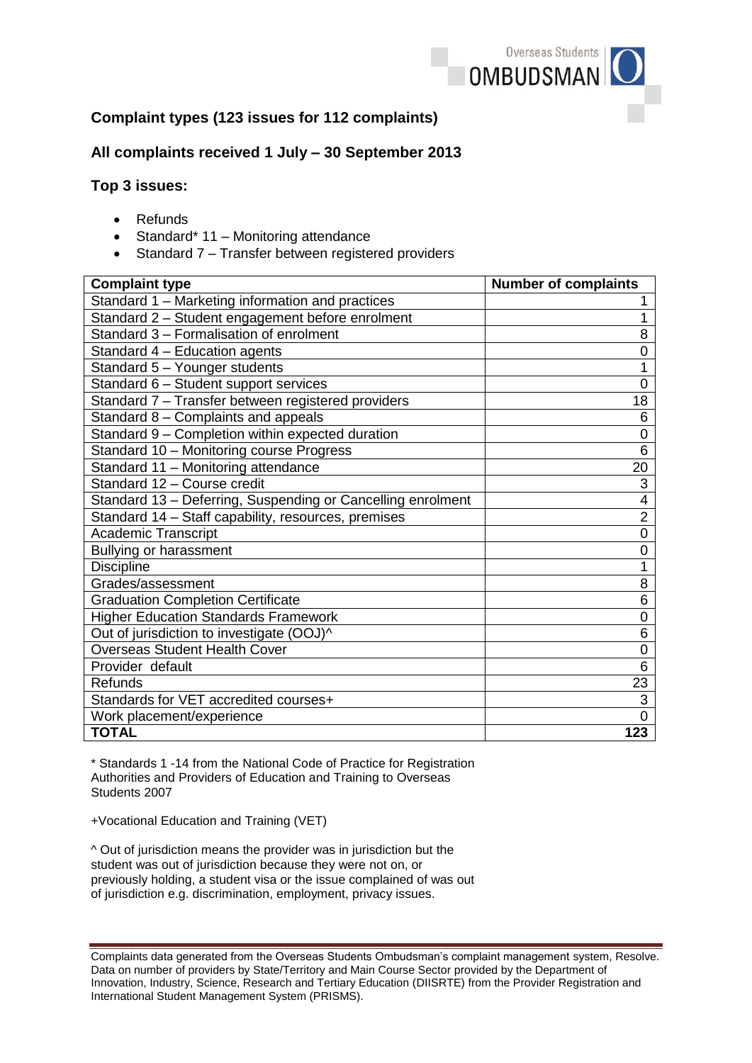## Complaint types (123 issues for 112 complaints)

## All complaints received 1 July – 30 September 2013

### Top 3 issues:

- Refunds
- Standard* 11 – Monitoring attendance
- Standard 7 – Transfer between registered providers

| Complaint type | Number of complaints |
|---|---|
| Standard 1 – Marketing information and practices | 1 |
| Standard 2 – Student engagement before enrolment | 1 |
| Standard 3 – Formalisation of enrolment | 8 |
| Standard 4 – Education agents | 0 |
| Standard 5 – Younger students | 1 |
| Standard 6 – Student support services | 0 |
| Standard 7 – Transfer between registered providers | 18 |
| Standard 8 – Complaints and appeals | 6 |
| Standard 9 – Completion within expected duration | 0 |
| Standard 10 – Monitoring course Progress | 6 |
| Standard 11 – Monitoring attendance | 20 |
| Standard 12 – Course credit | 3 |
| Standard 13 – Deferring, Suspending or Cancelling enrolment | 4 |
| Standard 14 – Staff capability, resources, premises | 2 |
| Academic Transcript | 0 |
| Bullying or harassment | 0 |
| Discipline | 1 |
| Grades/assessment | 8 |
| Graduation Completion Certificate | 6 |
| Higher Education Standards Framework | 0 |
| Out of jurisdiction to investigate (OOJ)^ | 6 |
| Overseas Student Health Cover | 0 |
| Provider default | 6 |
| Refunds | 23 |
| Standards for VET accredited courses+ | 3 |
| Work placement/experience | 0 |
| **TOTAL** | **123** |

* Standards 1 -14 from the National Code of Practice for Registration Authorities and Providers of Education and Training to Overseas Students 2007

+Vocational Education and Training (VET)

^ Out of jurisdiction means the provider was in jurisdiction but the student was out of jurisdiction because they were not on, or previously holding, a student visa or the issue complained of was out of jurisdiction e.g. discrimination, employment, privacy issues.

Complaints data generated from the Overseas Students Ombudsman's complaint management system, Resolve. Data on number of providers by State/Territory and Main Course Sector provided by the Department of Innovation, Industry, Science, Research and Tertiary Education (DIISRTE) from the Provider Registration and International Student Management System (PRISMS).